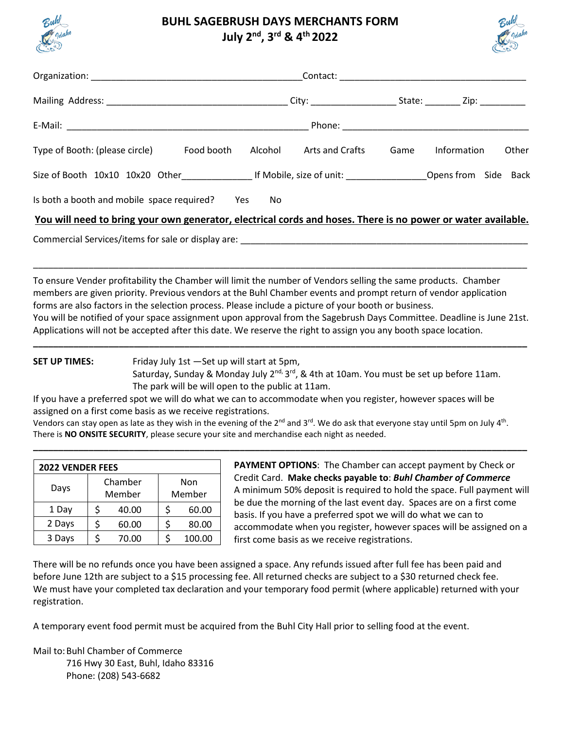# BUHL SAGEBRUSH DAYS MERCHANTS FORM

## July 2nd, 3rd & 4th 2022

Organization: ________________________________________Contact: ___________________________________

Mailing Address: __________________________________ City: ________________ State: _______ Zip: _________

E-Mail: ______________________________________________ Phone: ___________________________________

Type of Booth: (please circle) Food booth Alcohol Arts and Crafts Game Information Other

Size of Booth 10x10 10x20 Other_____________ If Mobile, size of unit: _______________Opens from Side Back

Is both a booth and mobile space required? Yes No

**You will need to bring your own generator, electrical cords and hoses. There is no power or water available.**

Commercial Services/items for sale or display are: _________________________________________________________

___________________________________________________________________________________________

To ensure Vender profitability the Chamber will limit the number of Vendors selling the same products. Chamber members are given priority. Previous vendors at the Buhl Chamber events and prompt return of vendor application forms are also factors in the selection process. Please include a picture of your booth or business.
You will be notified of your space assignment upon approval from the Sagebrush Days Committee. Deadline is June 21st. Applications will not be accepted after this date. We reserve the right to assign you any booth space location.

---

**SET UP TIMES:** Friday July 1st —Set up will start at 5pm,
Saturday, Sunday & Monday July 2nd, 3rd, & 4th at 10am. You must be set up before 11am.
The park will be will open to the public at 11am.

If you have a preferred spot we will do what we can to accommodate when you register, however spaces will be assigned on a first come basis as we receive registrations.
Vendors can stay open as late as they wish in the evening of the 2nd and 3rd. We do ask that everyone stay until 5pm on July 4th.
There is **NO ONSITE SECURITY**, please secure your site and merchandise each night as needed.

---

| 2022 VENDER FEES | | |
|---|---|---|
| Days | Chamber Member | Non Member |
| 1 Day | $ 40.00 | $ 60.00 |
| 2 Days | $ 60.00 | $ 80.00 |
| 3 Days | $ 70.00 | $ 100.00 |

**PAYMENT OPTIONS**: The Chamber can accept payment by Check or Credit Card. **Make checks payable to**: ***Buhl Chamber of Commerce***
A minimum 50% deposit is required to hold the space. Full payment will be due the morning of the last event day. Spaces are on a first come basis. If you have a preferred spot we will do what we can to accommodate when you register, however spaces will be assigned on a first come basis as we receive registrations.

There will be no refunds once you have been assigned a space. Any refunds issued after full fee has been paid and before June 12th are subject to a $15 processing fee. All returned checks are subject to a $30 returned check fee.
We must have your completed tax declaration and your temporary food permit (where applicable) returned with your registration.

A temporary event food permit must be acquired from the Buhl City Hall prior to selling food at the event.

Mail to: Buhl Chamber of Commerce
716 Hwy 30 East, Buhl, Idaho 83316
Phone: (208) 543-6682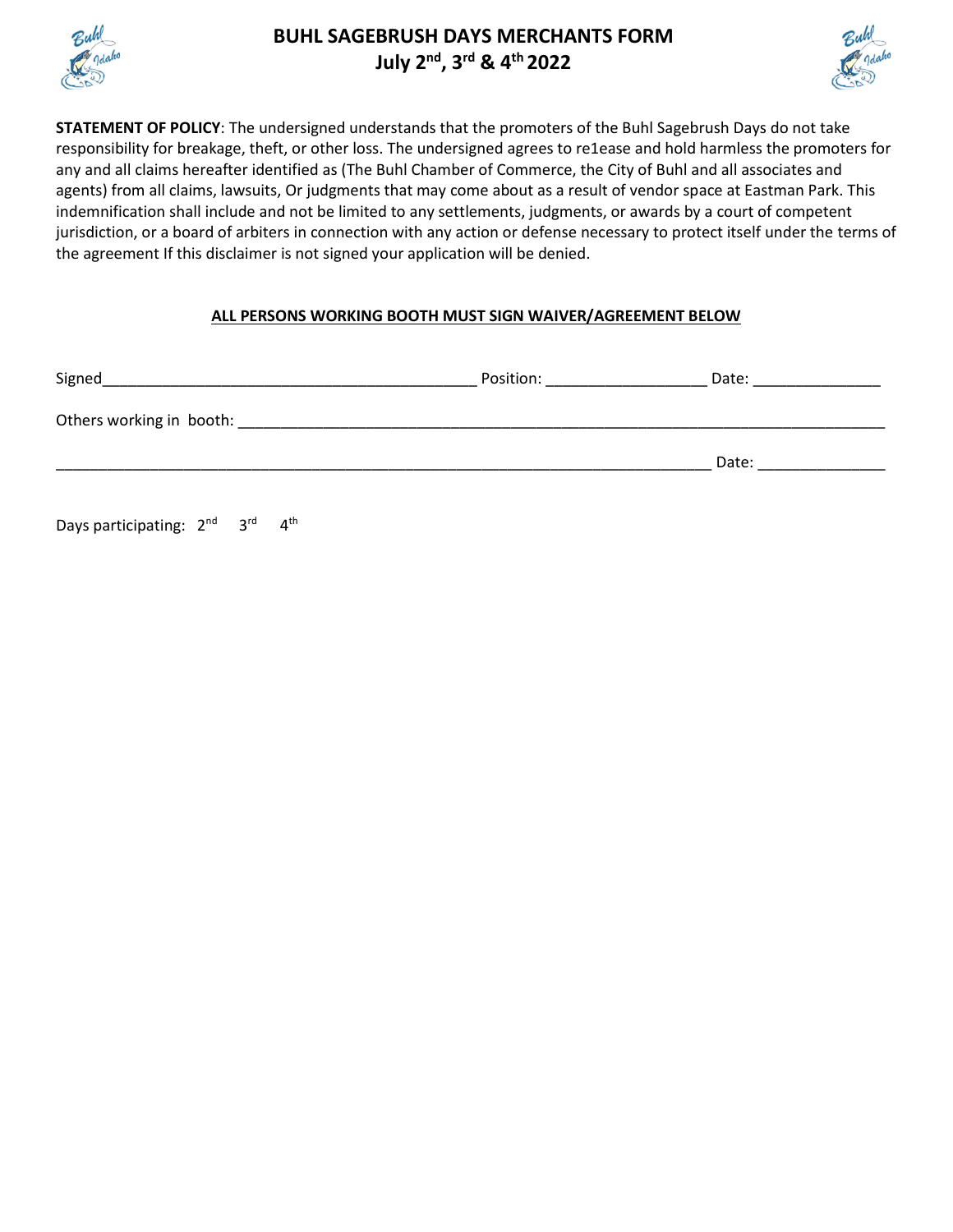# BUHL SAGEBRUSH DAYS MERCHANTS FORM

## July 2nd, 3rd & 4th 2022

**STATEMENT OF POLICY**: The undersigned understands that the promoters of the Buhl Sagebrush Days do not take responsibility for breakage, theft, or other loss. The undersigned agrees to re1ease and hold harmless the promoters for any and all claims hereafter identified as (The Buhl Chamber of Commerce, the City of Buhl and all associates and agents) from all claims, lawsuits, Or judgments that may come about as a result of vendor space at Eastman Park. This indemnification shall include and not be limited to any settlements, judgments, or awards by a court of competent jurisdiction, or a board of arbiters in connection with any action or defense necessary to protect itself under the terms of the agreement If this disclaimer is not signed your application will be denied.

**ALL PERSONS WORKING BOOTH MUST SIGN WAIVER/AGREEMENT BELOW**

Signed_____________________________________________ Position: __________________ Date: _______________

Others working in booth: ________________________________________________________________________

_____________________________________________________________________________ Date: _______________

Days participating: 2nd 3rd 4th